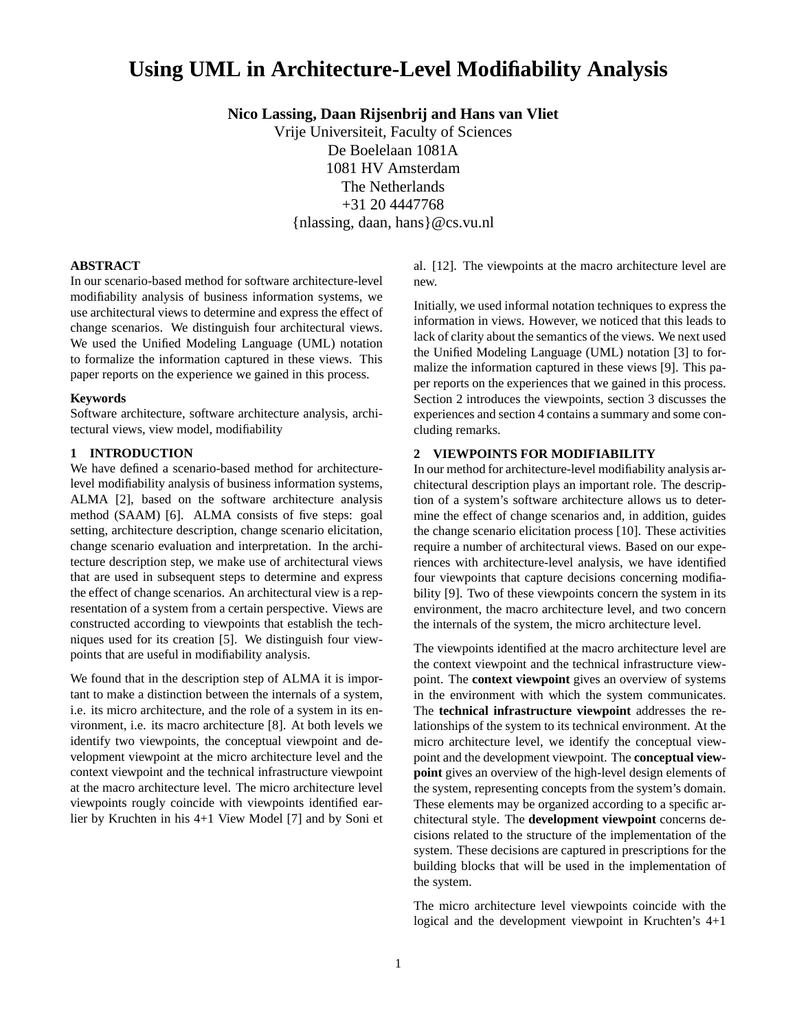# Using UML in Architecture-Level Modifiability Analysis

**Nico Lassing, Daan Rijsenbrij and Hans van Vliet**

Vrije Universiteit, Faculty of Sciences
De Boelelaan 1081A
1081 HV Amsterdam
The Netherlands
+31 20 4447768
{nlassing, daan, hans}@cs.vu.nl

### ABSTRACT

In our scenario-based method for software architecture-level modifiability analysis of business information systems, we use architectural views to determine and express the effect of change scenarios. We distinguish four architectural views. We used the Unified Modeling Language (UML) notation to formalize the information captured in these views. This paper reports on the experience we gained in this process.

### Keywords

Software architecture, software architecture analysis, architectural views, view model, modifiability

## 1 INTRODUCTION

We have defined a scenario-based method for architecture-level modifiability analysis of business information systems, ALMA [2], based on the software architecture analysis method (SAAM) [6]. ALMA consists of five steps: goal setting, architecture description, change scenario elicitation, change scenario evaluation and interpretation. In the architecture description step, we make use of architectural views that are used in subsequent steps to determine and express the effect of change scenarios. An architectural view is a representation of a system from a certain perspective. Views are constructed according to viewpoints that establish the techniques used for its creation [5]. We distinguish four viewpoints that are useful in modifiability analysis.

We found that in the description step of ALMA it is important to make a distinction between the internals of a system, i.e. its micro architecture, and the role of a system in its environment, i.e. its macro architecture [8]. At both levels we identify two viewpoints, the conceptual viewpoint and development viewpoint at the micro architecture level and the context viewpoint and the technical infrastructure viewpoint at the macro architecture level. The micro architecture level viewpoints rougly coincide with viewpoints identified earlier by Kruchten in his 4+1 View Model [7] and by Soni et al. [12]. The viewpoints at the macro architecture level are new.

Initially, we used informal notation techniques to express the information in views. However, we noticed that this leads to lack of clarity about the semantics of the views. We next used the Unified Modeling Language (UML) notation [3] to formalize the information captured in these views [9]. This paper reports on the experiences that we gained in this process. Section 2 introduces the viewpoints, section 3 discusses the experiences and section 4 contains a summary and some concluding remarks.

## 2 VIEWPOINTS FOR MODIFIABILITY

In our method for architecture-level modifiability analysis architectural description plays an important role. The description of a system's software architecture allows us to determine the effect of change scenarios and, in addition, guides the change scenario elicitation process [10]. These activities require a number of architectural views. Based on our experiences with architecture-level analysis, we have identified four viewpoints that capture decisions concerning modifiability [9]. Two of these viewpoints concern the system in its environment, the macro architecture level, and two concern the internals of the system, the micro architecture level.

The viewpoints identified at the macro architecture level are the context viewpoint and the technical infrastructure viewpoint. The **context viewpoint** gives an overview of systems in the environment with which the system communicates. The **technical infrastructure viewpoint** addresses the relationships of the system to its technical environment. At the micro architecture level, we identify the conceptual viewpoint and the development viewpoint. The **conceptual viewpoint** gives an overview of the high-level design elements of the system, representing concepts from the system's domain. These elements may be organized according to a specific architectural style. The **development viewpoint** concerns decisions related to the structure of the implementation of the system. These decisions are captured in prescriptions for the building blocks that will be used in the implementation of the system.

The micro architecture level viewpoints coincide with the logical and the development viewpoint in Kruchten's 4+1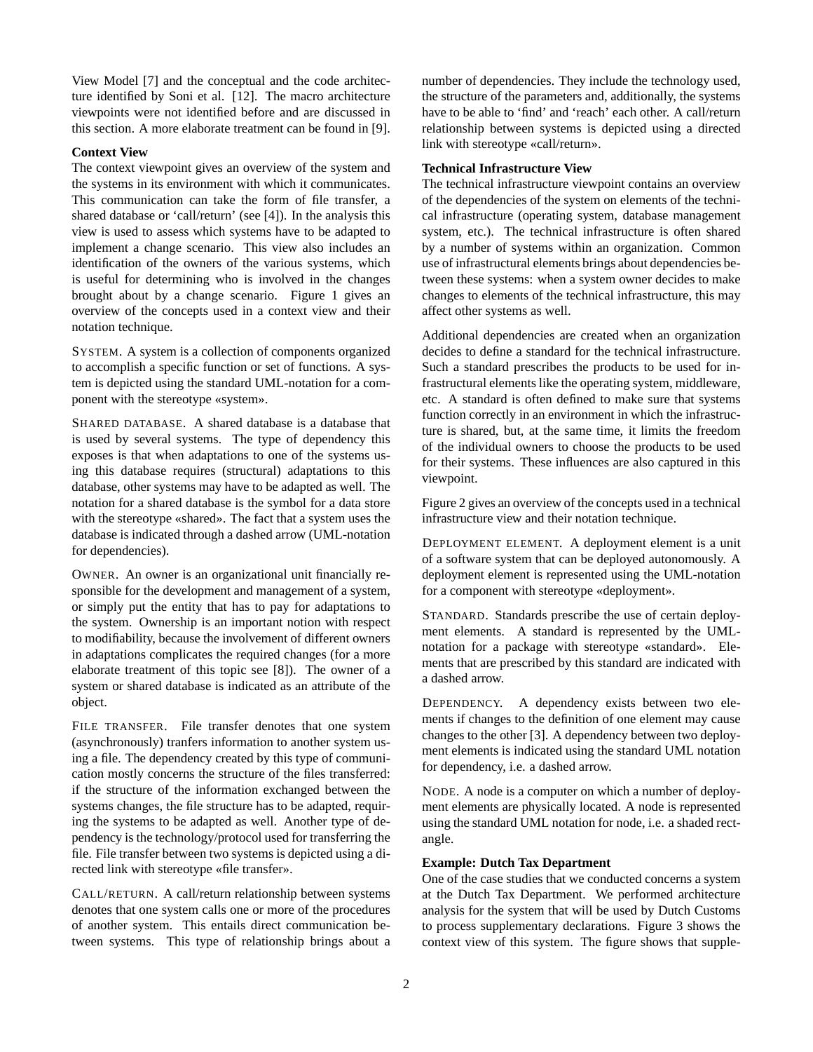View Model [7] and the conceptual and the code architecture identified by Soni et al. [12]. The macro architecture viewpoints were not identified before and are discussed in this section. A more elaborate treatment can be found in [9].

**Context View**

The context viewpoint gives an overview of the system and the systems in its environment with which it communicates. This communication can take the form of file transfer, a shared database or 'call/return' (see [4]). In the analysis this view is used to assess which systems have to be adapted to implement a change scenario. This view also includes an identification of the owners of the various systems, which is useful for determining who is involved in the changes brought about by a change scenario. Figure 1 gives an overview of the concepts used in a context view and their notation technique.

SYSTEM. A system is a collection of components organized to accomplish a specific function or set of functions. A system is depicted using the standard UML-notation for a component with the stereotype «system».

SHARED DATABASE. A shared database is a database that is used by several systems. The type of dependency this exposes is that when adaptations to one of the systems using this database requires (structural) adaptations to this database, other systems may have to be adapted as well. The notation for a shared database is the symbol for a data store with the stereotype «shared». The fact that a system uses the database is indicated through a dashed arrow (UML-notation for dependencies).

OWNER. An owner is an organizational unit financially responsible for the development and management of a system, or simply put the entity that has to pay for adaptations to the system. Ownership is an important notion with respect to modifiability, because the involvement of different owners in adaptations complicates the required changes (for a more elaborate treatment of this topic see [8]). The owner of a system or shared database is indicated as an attribute of the object.

FILE TRANSFER. File transfer denotes that one system (asynchronously) tranfers information to another system using a file. The dependency created by this type of communication mostly concerns the structure of the files transferred: if the structure of the information exchanged between the systems changes, the file structure has to be adapted, requiring the systems to be adapted as well. Another type of dependency is the technology/protocol used for transferring the file. File transfer between two systems is depicted using a directed link with stereotype «file transfer».

CALL/RETURN. A call/return relationship between systems denotes that one system calls one or more of the procedures of another system. This entails direct communication between systems. This type of relationship brings about a number of dependencies. They include the technology used, the structure of the parameters and, additionally, the systems have to be able to 'find' and 'reach' each other. A call/return relationship between systems is depicted using a directed link with stereotype «call/return».

**Technical Infrastructure View**

The technical infrastructure viewpoint contains an overview of the dependencies of the system on elements of the technical infrastructure (operating system, database management system, etc.). The technical infrastructure is often shared by a number of systems within an organization. Common use of infrastructural elements brings about dependencies between these systems: when a system owner decides to make changes to elements of the technical infrastructure, this may affect other systems as well.

Additional dependencies are created when an organization decides to define a standard for the technical infrastructure. Such a standard prescribes the products to be used for infrastructural elements like the operating system, middleware, etc. A standard is often defined to make sure that systems function correctly in an environment in which the infrastructure is shared, but, at the same time, it limits the freedom of the individual owners to choose the products to be used for their systems. These influences are also captured in this viewpoint.

Figure 2 gives an overview of the concepts used in a technical infrastructure view and their notation technique.

DEPLOYMENT ELEMENT. A deployment element is a unit of a software system that can be deployed autonomously. A deployment element is represented using the UML-notation for a component with stereotype «deployment».

STANDARD. Standards prescribe the use of certain deployment elements. A standard is represented by the UML-notation for a package with stereotype «standard». Elements that are prescribed by this standard are indicated with a dashed arrow.

DEPENDENCY. A dependency exists between two elements if changes to the definition of one element may cause changes to the other [3]. A dependency between two deployment elements is indicated using the standard UML notation for dependency, i.e. a dashed arrow.

NODE. A node is a computer on which a number of deployment elements are physically located. A node is represented using the standard UML notation for node, i.e. a shaded rectangle.

**Example: Dutch Tax Department**

One of the case studies that we conducted concerns a system at the Dutch Tax Department. We performed architecture analysis for the system that will be used by Dutch Customs to process supplementary declarations. Figure 3 shows the context view of this system. The figure shows that supple-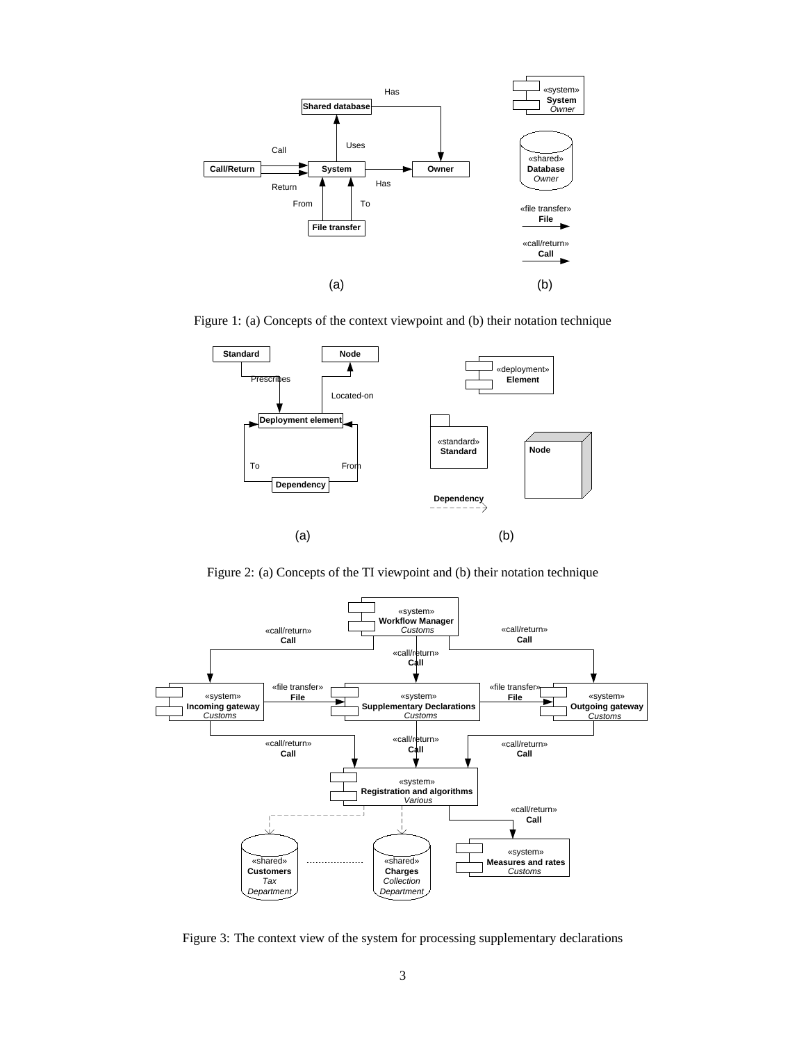Figure 1: (a) Concepts of the context viewpoint and (b) their notation technique

Figure 2: (a) Concepts of the TI viewpoint and (b) their notation technique

Figure 3: The context view of the system for processing supplementary declarations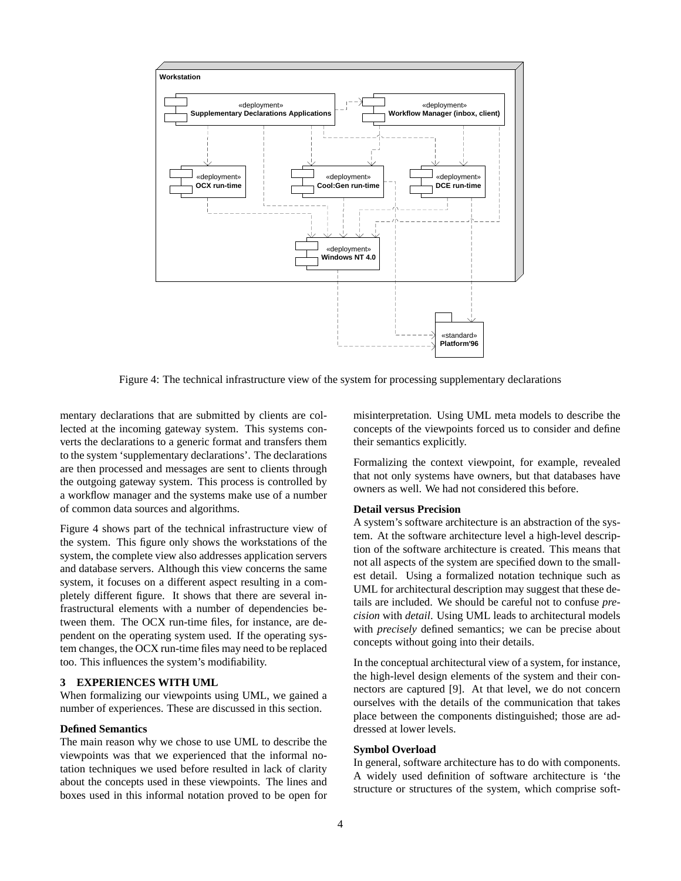Figure 4: The technical infrastructure view of the system for processing supplementary declarations

mentary declarations that are submitted by clients are collected at the incoming gateway system. This systems converts the declarations to a generic format and transfers them to the system 'supplementary declarations'. The declarations are then processed and messages are sent to clients through the outgoing gateway system. This process is controlled by a workflow manager and the systems make use of a number of common data sources and algorithms.

Figure 4 shows part of the technical infrastructure view of the system. This figure only shows the workstations of the system, the complete view also addresses application servers and database servers. Although this view concerns the same system, it focuses on a different aspect resulting in a completely different figure. It shows that there are several infrastructural elements with a number of dependencies between them. The OCX run-time files, for instance, are dependent on the operating system used. If the operating system changes, the OCX run-time files may need to be replaced too. This influences the system's modifiability.

## 3 EXPERIENCES WITH UML

When formalizing our viewpoints using UML, we gained a number of experiences. These are discussed in this section.

**Defined Semantics**

The main reason why we chose to use UML to describe the viewpoints was that we experienced that the informal notation techniques we used before resulted in lack of clarity about the concepts used in these viewpoints. The lines and boxes used in this informal notation proved to be open for misinterpretation. Using UML meta models to describe the concepts of the viewpoints forced us to consider and define their semantics explicitly.

Formalizing the context viewpoint, for example, revealed that not only systems have owners, but that databases have owners as well. We had not considered this before.

**Detail versus Precision**

A system's software architecture is an abstraction of the system. At the software architecture level a high-level description of the software architecture is created. This means that not all aspects of the system are specified down to the smallest detail. Using a formalized notation technique such as UML for architectural description may suggest that these details are included. We should be careful not to confuse *precision* with *detail*. Using UML leads to architectural models with *precisely* defined semantics; we can be precise about concepts without going into their details.

In the conceptual architectural view of a system, for instance, the high-level design elements of the system and their connectors are captured [9]. At that level, we do not concern ourselves with the details of the communication that takes place between the components distinguished; those are addressed at lower levels.

**Symbol Overload**

In general, software architecture has to do with components. A widely used definition of software architecture is 'the structure or structures of the system, which comprise soft-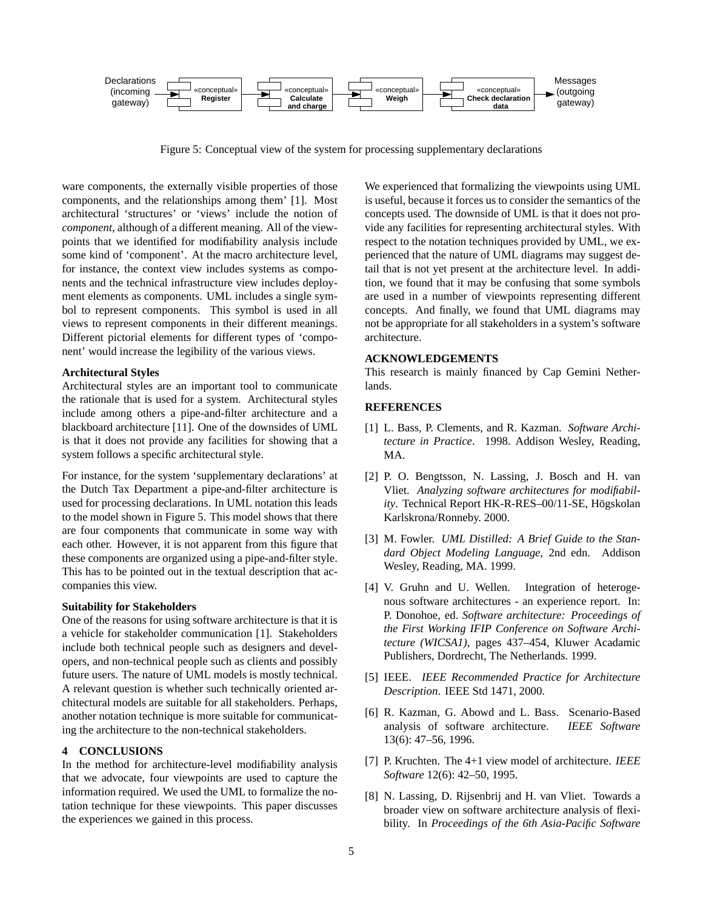Declarations (incoming gateway) → «conceptual» **Register** → «conceptual» **Calculate and charge** → «conceptual» **Weigh** → «conceptual» **Check declaration data** → Messages (outgoing gateway)

Figure 5: Conceptual view of the system for processing supplementary declarations

ware components, the externally visible properties of those components, and the relationships among them' [1]. Most architectural 'structures' or 'views' include the notion of *component*, although of a different meaning. All of the viewpoints that we identified for modifiability analysis include some kind of 'component'. At the macro architecture level, for instance, the context view includes systems as components and the technical infrastructure view includes deployment elements as components. UML includes a single symbol to represent components. This symbol is used in all views to represent components in their different meanings. Different pictorial elements for different types of 'component' would increase the legibility of the various views.

**Architectural Styles**

Architectural styles are an important tool to communicate the rationale that is used for a system. Architectural styles include among others a pipe-and-filter architecture and a blackboard architecture [11]. One of the downsides of UML is that it does not provide any facilities for showing that a system follows a specific architectural style.

For instance, for the system 'supplementary declarations' at the Dutch Tax Department a pipe-and-filter architecture is used for processing declarations. In UML notation this leads to the model shown in Figure 5. This model shows that there are four components that communicate in some way with each other. However, it is not apparent from this figure that these components are organized using a pipe-and-filter style. This has to be pointed out in the textual description that accompanies this view.

**Suitability for Stakeholders**

One of the reasons for using software architecture is that it is a vehicle for stakeholder communication [1]. Stakeholders include both technical people such as designers and developers, and non-technical people such as clients and possibly future users. The nature of UML models is mostly technical. A relevant question is whether such technically oriented architectural models are suitable for all stakeholders. Perhaps, another notation technique is more suitable for communicating the architecture to the non-technical stakeholders.

## 4 CONCLUSIONS

In the method for architecture-level modifiability analysis that we advocate, four viewpoints are used to capture the information required. We used the UML to formalize the notation technique for these viewpoints. This paper discusses the experiences we gained in this process.

We experienced that formalizing the viewpoints using UML is useful, because it forces us to consider the semantics of the concepts used. The downside of UML is that it does not provide any facilities for representing architectural styles. With respect to the notation techniques provided by UML, we experienced that the nature of UML diagrams may suggest detail that is not yet present at the architecture level. In addition, we found that it may be confusing that some symbols are used in a number of viewpoints representing different concepts. And finally, we found that UML diagrams may not be appropriate for all stakeholders in a system's software architecture.

## ACKNOWLEDGEMENTS

This research is mainly financed by Cap Gemini Netherlands.

## REFERENCES

[1] L. Bass, P. Clements, and R. Kazman. *Software Architecture in Practice*. 1998. Addison Wesley, Reading, MA.

[2] P. O. Bengtsson, N. Lassing, J. Bosch and H. van Vliet. *Analyzing software architectures for modifiability*. Technical Report HK-R-RES–00/11-SE, Högskolan Karlskrona/Ronneby. 2000.

[3] M. Fowler. *UML Distilled: A Brief Guide to the Standard Object Modeling Language*, 2nd edn. Addison Wesley, Reading, MA. 1999.

[4] V. Gruhn and U. Wellen. Integration of heterogenous software architectures - an experience report. In: P. Donohoe, ed. *Software architecture: Proceedings of the First Working IFIP Conference on Software Architecture (WICSA1)*, pages 437–454, Kluwer Acadamic Publishers, Dordrecht, The Netherlands. 1999.

[5] IEEE. *IEEE Recommended Practice for Architecture Description*. IEEE Std 1471, 2000.

[6] R. Kazman, G. Abowd and L. Bass. Scenario-Based analysis of software architecture. *IEEE Software* 13(6): 47–56, 1996.

[7] P. Kruchten. The 4+1 view model of architecture. *IEEE Software* 12(6): 42–50, 1995.

[8] N. Lassing, D. Rijsenbrij and H. van Vliet. Towards a broader view on software architecture analysis of flexibility. In *Proceedings of the 6th Asia-Pacific Software*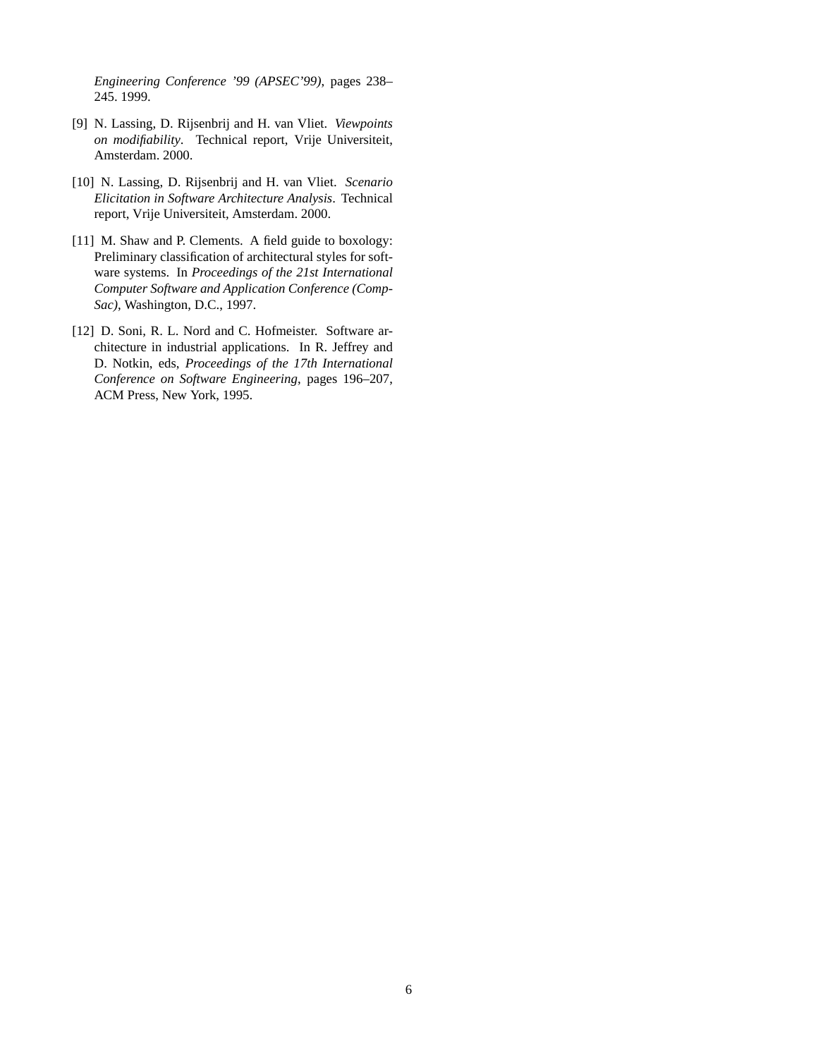*Engineering Conference '99 (APSEC'99)*, pages 238–245. 1999.

[9] N. Lassing, D. Rijsenbrij and H. van Vliet. *Viewpoints on modifiability*. Technical report, Vrije Universiteit, Amsterdam. 2000.

[10] N. Lassing, D. Rijsenbrij and H. van Vliet. *Scenario Elicitation in Software Architecture Analysis*. Technical report, Vrije Universiteit, Amsterdam. 2000.

[11] M. Shaw and P. Clements. A field guide to boxology: Preliminary classification of architectural styles for software systems. In *Proceedings of the 21st International Computer Software and Application Conference (CompSac)*, Washington, D.C., 1997.

[12] D. Soni, R. L. Nord and C. Hofmeister. Software architecture in industrial applications. In R. Jeffrey and D. Notkin, eds, *Proceedings of the 17th International Conference on Software Engineering*, pages 196–207, ACM Press, New York, 1995.